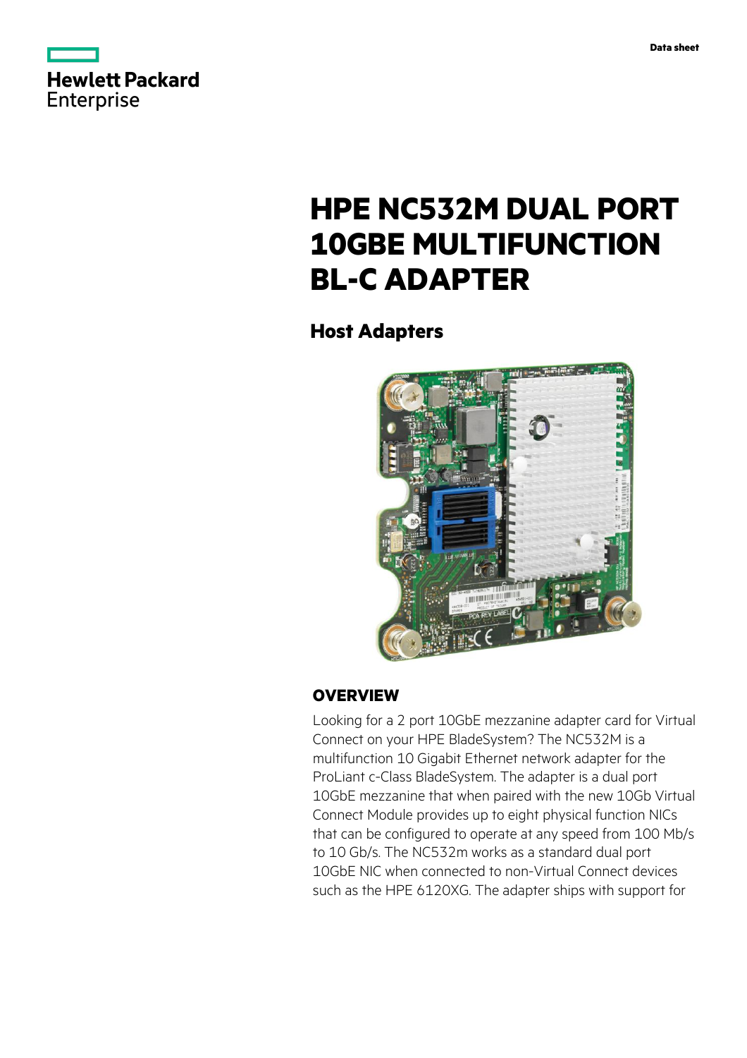# HPE NC532M DUAL PORT 10GBE MULTIFUNCTION BL-C ADAPTER

## Host Adapters

### OVERVIEW

Looking for a 2 port 10GbE mezzanine adapter card for Virtual Connect on your HPE BladeSystem? The NC532M is a multifunction 10 Gigabit Ethernet network adapter for the ProLiant c-Class BladeSystem. The adapter is a dual port 10GbE mezzanine that when paired with the new 10Gb Virtual Connect Module provides up to eight physical function NICs that can be configured to operate at any speed from 100 Mb/s to 10 Gb/s. The NC532m works as a standard dual port 10GbE NIC when connected to non-Virtual Connect devices such as the HPE 6120XG. The adapter ships with support for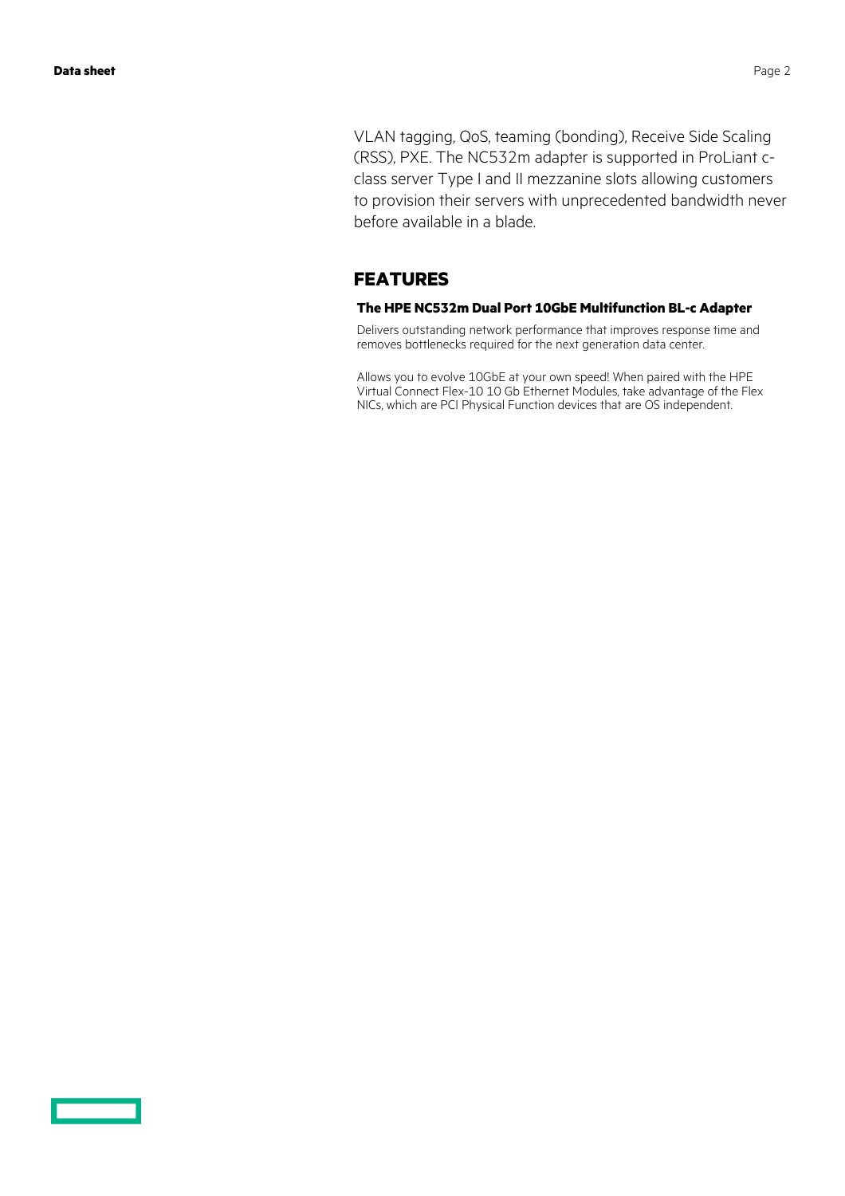VLAN tagging, QoS, teaming (bonding), Receive Side Scaling (RSS), PXE. The NC532m adapter is supported in ProLiant c-class server Type I and II mezzanine slots allowing customers to provision their servers with unprecedented bandwidth never before available in a blade.

## FEATURES

### The HPE NC532m Dual Port 10GbE Multifunction BL-c Adapter

Delivers outstanding network performance that improves response time and removes bottlenecks required for the next generation data center.

Allows you to evolve 10GbE at your own speed! When paired with the HPE Virtual Connect Flex-10 10 Gb Ethernet Modules, take advantage of the Flex NICs, which are PCI Physical Function devices that are OS independent.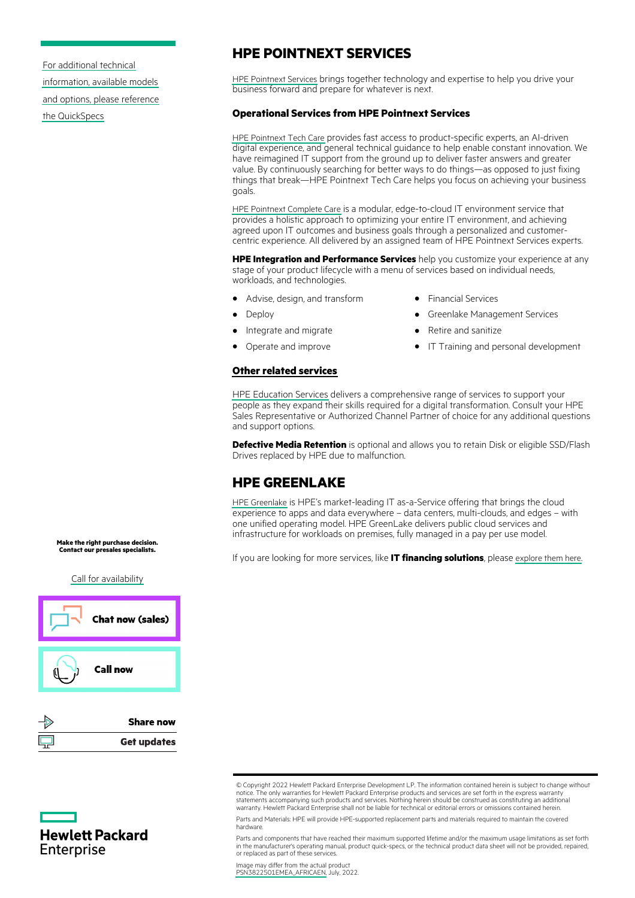For additional technical information, available models and options, please reference the QuickSpecs

# HPE POINTNEXT SERVICES

HPE Pointnext Services brings together technology and expertise to help you drive your business forward and prepare for whatever is next.

### Operational Services from HPE Pointnext Services

HPE Pointnext Tech Care provides fast access to product-specific experts, an AI-driven digital experience, and general technical guidance to help enable constant innovation. We have reimagined IT support from the ground up to deliver faster answers and greater value. By continuously searching for better ways to do things—as opposed to just fixing things that break—HPE Pointnext Tech Care helps you focus on achieving your business goals.

HPE Pointnext Complete Care is a modular, edge-to-cloud IT environment service that provides a holistic approach to optimizing your entire IT environment, and achieving agreed upon IT outcomes and business goals through a personalized and customer-centric experience. All delivered by an assigned team of HPE Pointnext Services experts.

**HPE Integration and Performance Services** help you customize your experience at any stage of your product lifecycle with a menu of services based on individual needs, workloads, and technologies.

- Advise, design, and transform
- Deploy
- Integrate and migrate
- Operate and improve
- Financial Services
- Greenlake Management Services
- Retire and sanitize
- IT Training and personal development

### Other related services

HPE Education Services delivers a comprehensive range of services to support your people as they expand their skills required for a digital transformation. Consult your HPE Sales Representative or Authorized Channel Partner of choice for any additional questions and support options.

**Defective Media Retention** is optional and allows you to retain Disk or eligible SSD/Flash Drives replaced by HPE due to malfunction.

# HPE GREENLAKE

HPE Greenlake is HPE's market-leading IT as-a-Service offering that brings the cloud experience to apps and data everywhere – data centers, multi-clouds, and edges – with one unified operating model. HPE GreenLake delivers public cloud services and infrastructure for workloads on premises, fully managed in a pay per use model.

If you are looking for more services, like **IT financing solutions**, please explore them here.

**Make the right purchase decision. Contact our presales specialists.**

Call for availability

Chat now (sales)

Call now

Share now

Get updates

Hewlett Packard Enterprise

© Copyright 2022 Hewlett Packard Enterprise Development LP. The information contained herein is subject to change without notice. The only warranties for Hewlett Packard Enterprise products and services are set forth in the express warranty statements accompanying such products and services. Nothing herein should be construed as constituting an additional warranty. Hewlett Packard Enterprise shall not be liable for technical or editorial errors or omissions contained herein.

Parts and Materials: HPE will provide HPE-supported replacement parts and materials required to maintain the covered hardware.

Parts and components that have reached their maximum supported lifetime and/or the maximum usage limitations as set forth in the manufacturer's operating manual, product quick-specs, or the technical product data sheet will not be provided, repaired, or replaced as part of these services.

Image may differ from the actual product
PSN3822501EMEA_AFRICAEN, July, 2022.